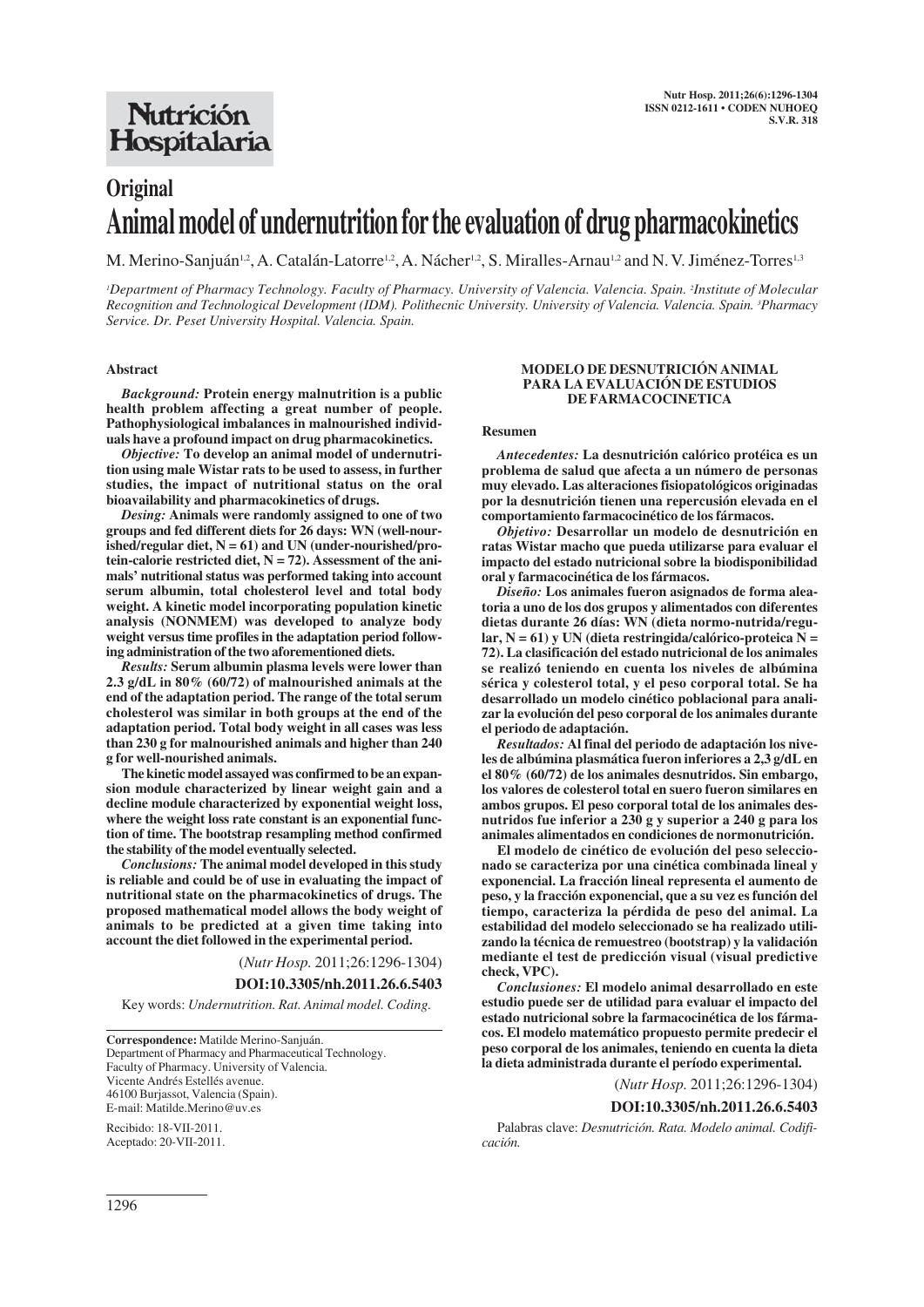# Original

# Animal model of undernutrition for the evaluation of drug pharmacokinetics

M. Merino-Sanjuán[1,2], A. Catalán-Latorre[1,2], A. Nácher[1,2], S. Miralles-Arnau[1,2] and N. V. Jiménez-Torres[1,3]

[1]Department of Pharmacy Technology. Faculty of Pharmacy. University of Valencia. Valencia. Spain. [2]Institute of Molecular Recognition and Technological Development (IDM). Polithecnic University. University of Valencia. Valencia. Spain. [3]Pharmacy Service. Dr. Peset University Hospital. Valencia. Spain.

## Abstract

***Background:*** **Protein energy malnutrition is a public health problem affecting a great number of people. Pathophysiological imbalances in malnourished individuals have a profound impact on drug pharmacokinetics.**

***Objective:*** **To develop an animal model of undernutrition using male Wistar rats to be used to assess, in further studies, the impact of nutritional status on the oral bioavailability and pharmacokinetics of drugs.**

***Desing:*** **Animals were randomly assigned to one of two groups and fed different diets for 26 days: WN (well-nourished/regular diet, N = 61) and UN (under-nourished/protein-calorie restricted diet, N = 72). Assessment of the animals' nutritional status was performed taking into account serum albumin, total cholesterol level and total body weight. A kinetic model incorporating population kinetic analysis (NONMEM) was developed to analyze body weight versus time profiles in the adaptation period following administration of the two aforementioned diets.**

***Results:*** **Serum albumin plasma levels were lower than 2.3 g/dL in 80% (60/72) of malnourished animals at the end of the adaptation period. The range of the total serum cholesterol was similar in both groups at the end of the adaptation period. Total body weight in all cases was less than 230 g for malnourished animals and higher than 240 g for well-nourished animals.**

**The kinetic model assayed was confirmed to be an expansion module characterized by linear weight gain and a decline module characterized by exponential weight loss, where the weight loss rate constant is an exponential function of time. The bootstrap resampling method confirmed the stability of the model eventually selected.**

***Conclusions:*** **The animal model developed in this study is reliable and could be of use in evaluating the impact of nutritional state on the pharmacokinetics of drugs. The proposed mathematical model allows the body weight of animals to be predicted at a given time taking into account the diet followed in the experimental period.**

(*Nutr Hosp.* 2011;26:1296-1304)

**DOI:10.3305/nh.2011.26.6.5403**

Key words: *Undernutrition. Rat. Animal model. Coding.*

**Correspondence:** Matilde Merino-Sanjuán.
Department of Pharmacy and Pharmaceutical Technology.
Faculty of Pharmacy. University of Valencia.
Vicente Andrés Estellés avenue.
46100 Burjassot, Valencia (Spain).
E-mail: Matilde.Merino@uv.es

Recibido: 18-VII-2011.
Aceptado: 20-VII-2011.

## MODELO DE DESNUTRICIÓN ANIMAL PARA LA EVALUACIÓN DE ESTUDIOS DE FARMACOCINETICA

### Resumen

***Antecedentes:*** **La desnutrición calórico protéica es un problema de salud que afecta a un número de personas muy elevado. Las alteraciones fisiopatológicos originadas por la desnutrición tienen una repercusión elevada en el comportamiento farmacocinético de los fármacos.**

***Objetivo:*** **Desarrollar un modelo de desnutrición en ratas Wistar macho que pueda utilizarse para evaluar el impacto del estado nutricional sobre la biodisponibilidad oral y farmacocinética de los fármacos.**

***Diseño:*** **Los animales fueron asignados de forma aleatoria a uno de los dos grupos y alimentados con diferentes dietas durante 26 días: WN (dieta normo-nutrida/regular, N = 61) y UN (dieta restringida/calórico-proteica N = 72). La clasificación del estado nutricional de los animales se realizó teniendo en cuenta los niveles de albúmina sérica y colesterol total, y el peso corporal total. Se ha desarrollado un modelo cinético poblacional para analizar la evolución del peso corporal de los animales durante el periodo de adaptación.**

***Resultados:*** **Al final del periodo de adaptación los niveles de albúmina plasmática fueron inferiores a 2,3 g/dL en el 80% (60/72) de los animales desnutridos. Sin embargo, los valores de colesterol total en suero fueron similares en ambos grupos. El peso corporal total de los animales desnutridos fue inferior a 230 g y superior a 240 g para los animales alimentados en condiciones de normonutrición.**

**El modelo de cinético de evolución del peso seleccionado se caracteriza por una cinética combinada lineal y exponencial. La fracción lineal representa el aumento de peso, y la fracción exponencial, que a su vez es función del tiempo, caracteriza la pérdida de peso del animal. La estabilidad del modelo seleccionado se ha realizado utilizando la técnica de remuestreo (bootstrap) y la validación mediante el test de predicción visual (visual predictive check, VPC).**

***Conclusiones:*** **El modelo animal desarrollado en este estudio puede ser de utilidad para evaluar el impacto del estado nutricional sobre la farmacocinética de los fármacos. El modelo matemático propuesto permite predecir el peso corporal de los animales, teniendo en cuenta la dieta la dieta administrada durante el período experimental.**

(*Nutr Hosp.* 2011;26:1296-1304)

**DOI:10.3305/nh.2011.26.6.5403**

Palabras clave: *Desnutrición. Rata. Modelo animal. Codificación.*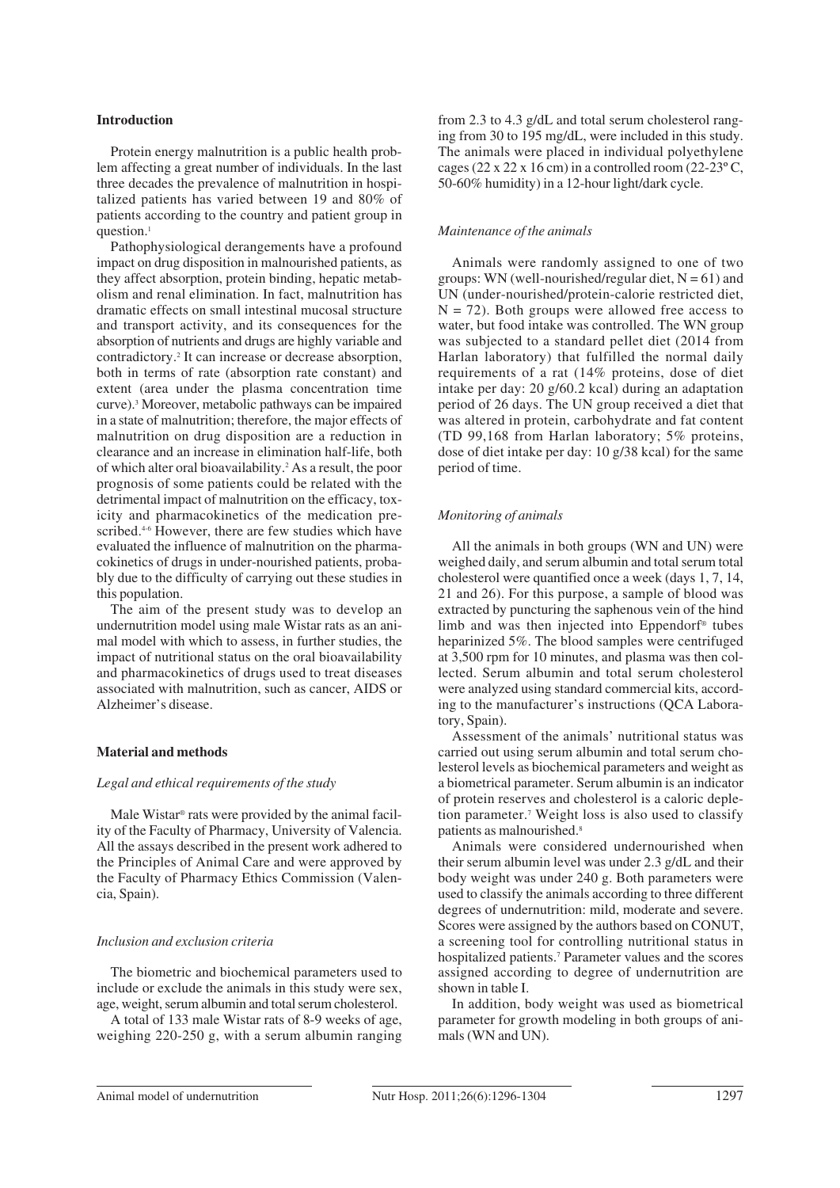## Introduction

Protein energy malnutrition is a public health problem affecting a great number of individuals. In the last three decades the prevalence of malnutrition in hospitalized patients has varied between 19 and 80% of patients according to the country and patient group in question.[1]

Pathophysiological derangements have a profound impact on drug disposition in malnourished patients, as they affect absorption, protein binding, hepatic metabolism and renal elimination. In fact, malnutrition has dramatic effects on small intestinal mucosal structure and transport activity, and its consequences for the absorption of nutrients and drugs are highly variable and contradictory.[2] It can increase or decrease absorption, both in terms of rate (absorption rate constant) and extent (area under the plasma concentration time curve).[3] Moreover, metabolic pathways can be impaired in a state of malnutrition; therefore, the major effects of malnutrition on drug disposition are a reduction in clearance and an increase in elimination half-life, both of which alter oral bioavailability.[2] As a result, the poor prognosis of some patients could be related with the detrimental impact of malnutrition on the efficacy, toxicity and pharmacokinetics of the medication prescribed.[4-6] However, there are few studies which have evaluated the influence of malnutrition on the pharmacokinetics of drugs in under-nourished patients, probably due to the difficulty of carrying out these studies in this population.

The aim of the present study was to develop an undernutrition model using male Wistar rats as an animal model with which to assess, in further studies, the impact of nutritional status on the oral bioavailability and pharmacokinetics of drugs used to treat diseases associated with malnutrition, such as cancer, AIDS or Alzheimer's disease.

## Material and methods

### *Legal and ethical requirements of the study*

Male Wistar® rats were provided by the animal facility of the Faculty of Pharmacy, University of Valencia. All the assays described in the present work adhered to the Principles of Animal Care and were approved by the Faculty of Pharmacy Ethics Commission (Valencia, Spain).

### *Inclusion and exclusion criteria*

The biometric and biochemical parameters used to include or exclude the animals in this study were sex, age, weight, serum albumin and total serum cholesterol.

A total of 133 male Wistar rats of 8-9 weeks of age, weighing 220-250 g, with a serum albumin ranging from 2.3 to 4.3 g/dL and total serum cholesterol ranging from 30 to 195 mg/dL, were included in this study. The animals were placed in individual polyethylene cages (22 x 22 x 16 cm) in a controlled room (22-23º C, 50-60% humidity) in a 12-hour light/dark cycle.

### *Maintenance of the animals*

Animals were randomly assigned to one of two groups: WN (well-nourished/regular diet, N = 61) and UN (under-nourished/protein-calorie restricted diet, N = 72). Both groups were allowed free access to water, but food intake was controlled. The WN group was subjected to a standard pellet diet (2014 from Harlan laboratory) that fulfilled the normal daily requirements of a rat (14% proteins, dose of diet intake per day: 20 g/60.2 kcal) during an adaptation period of 26 days. The UN group received a diet that was altered in protein, carbohydrate and fat content (TD 99,168 from Harlan laboratory; 5% proteins, dose of diet intake per day: 10 g/38 kcal) for the same period of time.

### *Monitoring of animals*

All the animals in both groups (WN and UN) were weighed daily, and serum albumin and total serum total cholesterol were quantified once a week (days 1, 7, 14, 21 and 26). For this purpose, a sample of blood was extracted by puncturing the saphenous vein of the hind limb and was then injected into Eppendorf® tubes heparinized 5%. The blood samples were centrifuged at 3,500 rpm for 10 minutes, and plasma was then collected. Serum albumin and total serum cholesterol were analyzed using standard commercial kits, according to the manufacturer's instructions (QCA Laboratory, Spain).

Assessment of the animals' nutritional status was carried out using serum albumin and total serum cholesterol levels as biochemical parameters and weight as a biometrical parameter. Serum albumin is an indicator of protein reserves and cholesterol is a caloric depletion parameter.[7] Weight loss is also used to classify patients as malnourished.[8]

Animals were considered undernourished when their serum albumin level was under 2.3 g/dL and their body weight was under 240 g. Both parameters were used to classify the animals according to three different degrees of undernutrition: mild, moderate and severe. Scores were assigned by the authors based on CONUT, a screening tool for controlling nutritional status in hospitalized patients.[7] Parameter values and the scores assigned according to degree of undernutrition are shown in table I.

In addition, body weight was used as biometrical parameter for growth modeling in both groups of animals (WN and UN).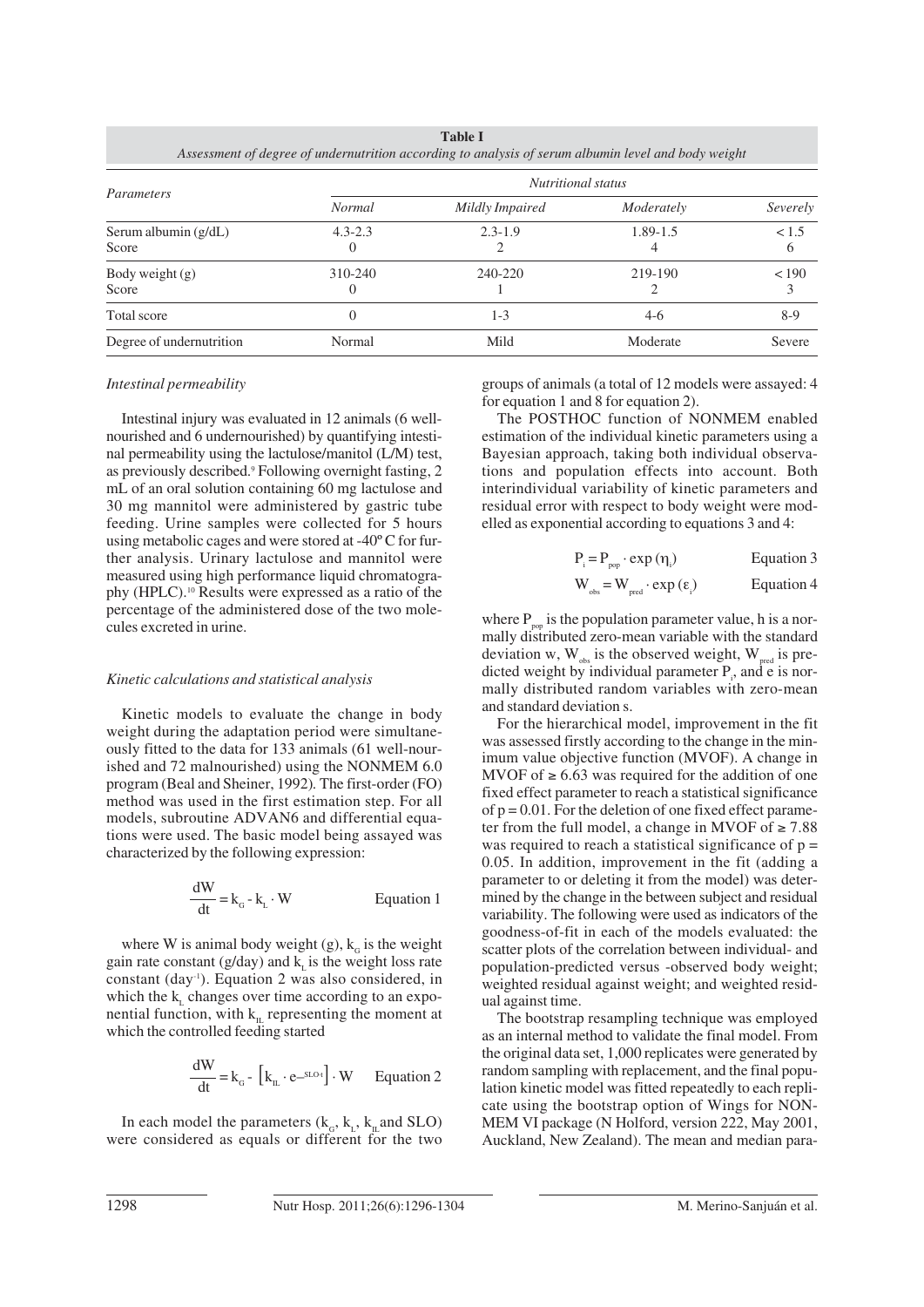**Table I**
*Assessment of degree of undernutrition according to analysis of serum albumin level and body weight*

| *Parameters* | *Nutritional status* | | | |
|---|---|---|---|---|
| | *Normal* | *Mildly Impaired* | *Moderately* | *Severely* |
| Serum albumin (g/dL) | 4.3-2.3 | 2.3-1.9 | 1.89-1.5 | < 1.5 |
| Score | 0 | 2 | 4 | 6 |
| Body weight (g) | 310-240 | 240-220 | 219-190 | < 190 |
| Score | 0 | 1 | 2 | 3 |
| Total score | 0 | 1-3 | 4-6 | 8-9 |
| Degree of undernutrition | Normal | Mild | Moderate | Severe |

### *Intestinal permeability*

Intestinal injury was evaluated in 12 animals (6 well-nourished and 6 undernourished) by quantifying intestinal permeability using the lactulose/manitol (L/M) test, as previously described.[9] Following overnight fasting, 2 mL of an oral solution containing 60 mg lactulose and 30 mg mannitol were administered by gastric tube feeding. Urine samples were collected for 5 hours using metabolic cages and were stored at -40º C for further analysis. Urinary lactulose and mannitol were measured using high performance liquid chromatography (HPLC).[10] Results were expressed as a ratio of the percentage of the administered dose of the two molecules excreted in urine.

### *Kinetic calculations and statistical analysis*

Kinetic models to evaluate the change in body weight during the adaptation period were simultaneously fitted to the data for 133 animals (61 well-nourished and 72 malnourished) using the NONMEM 6.0 program (Beal and Sheiner, 1992). The first-order (FO) method was used in the first estimation step. For all models, subroutine ADVAN6 and differential equations were used. The basic model being assayed was characterized by the following expression:

$$\frac{dW}{dt} = k_G - k_L \cdot W \qquad \text{Equation 1}$$

where W is animal body weight (g), $k_G$ is the weight gain rate constant (g/day) and $k_L$ is the weight loss rate constant (day$^{-1}$). Equation 2 was also considered, in which the $k_L$ changes over time according to an exponential function, with $k_{IL}$ representing the moment at which the controlled feeding started

$$\frac{dW}{dt} = k_G - \left[k_{IL} \cdot e^{-SLO \cdot t}\right] \cdot W \qquad \text{Equation 2}$$

In each model the parameters ($k_G$, $k_L$, $k_{IL}$ and SLO) were considered as equals or different for the two groups of animals (a total of 12 models were assayed: 4 for equation 1 and 8 for equation 2).

The POSTHOC function of NONMEM enabled estimation of the individual kinetic parameters using a Bayesian approach, taking both individual observations and population effects into account. Both interindividual variability of kinetic parameters and residual error with respect to body weight were modelled as exponential according to equations 3 and 4:

$$P_i = P_{pop} \cdot \exp(\eta_i) \qquad \text{Equation 3}$$

$$W_{obs} = W_{pred} \cdot \exp(\varepsilon_i) \qquad \text{Equation 4}$$

where $P_{pop}$ is the population parameter value, h is a normally distributed zero-mean variable with the standard deviation w, $W_{obs}$ is the observed weight, $W_{pred}$ is predicted weight by individual parameter $P_i$, and e is normally distributed random variables with zero-mean and standard deviation s.

For the hierarchical model, improvement in the fit was assessed firstly according to the change in the minimum value objective function (MVOF). A change in MVOF of ≥ 6.63 was required for the addition of one fixed effect parameter to reach a statistical significance of $p = 0.01$. For the deletion of one fixed effect parameter from the full model, a change in MVOF of ≥ 7.88 was required to reach a statistical significance of $p = 0.05$. In addition, improvement in the fit (adding a parameter to or deleting it from the model) was determined by the change in the between subject and residual variability. The following were used as indicators of the goodness-of-fit in each of the models evaluated: the scatter plots of the correlation between individual- and population-predicted versus -observed body weight; weighted residual against weight; and weighted residual against time.

The bootstrap resampling technique was employed as an internal method to validate the final model. From the original data set, 1,000 replicates were generated by random sampling with replacement, and the final population kinetic model was fitted repeatedly to each replicate using the bootstrap option of Wings for NONMEM VI package (N Holford, version 222, May 2001, Auckland, New Zealand). The mean and median para-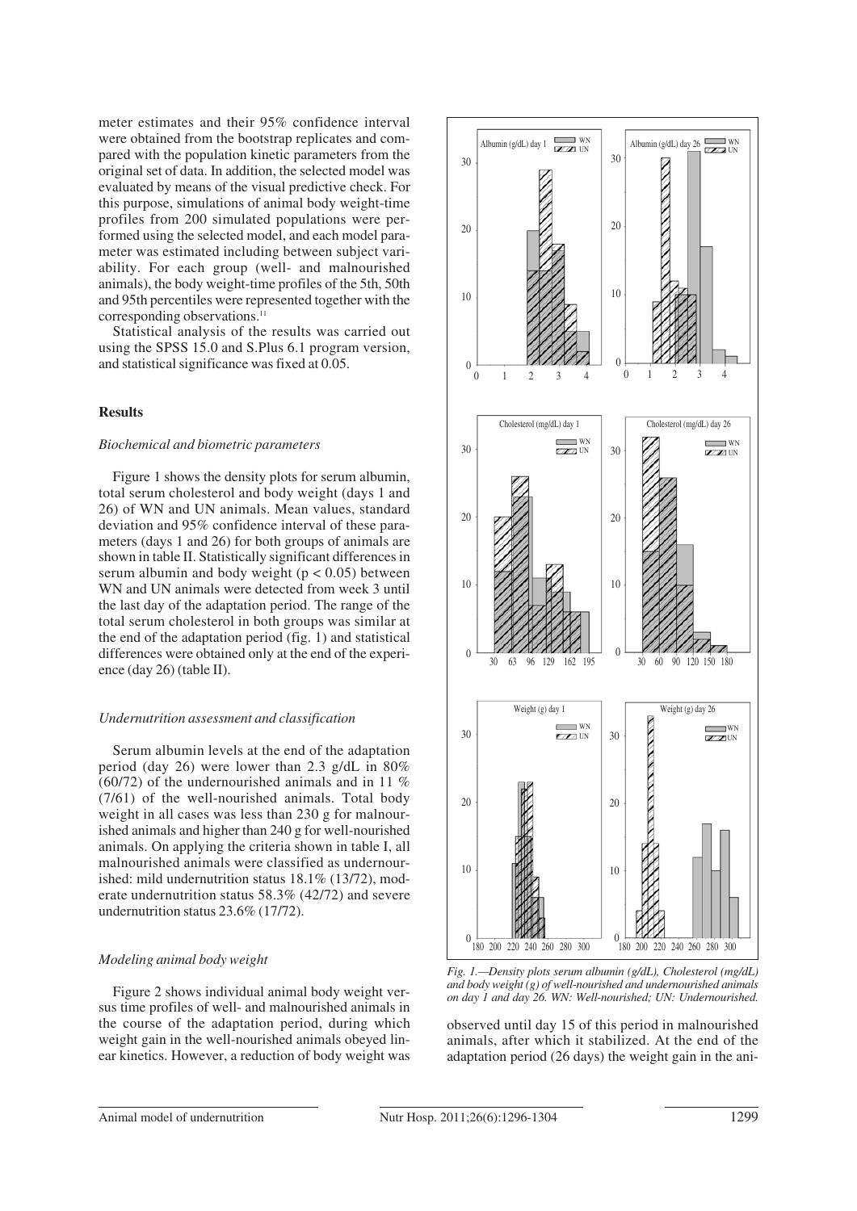meter estimates and their 95% confidence interval were obtained from the bootstrap replicates and compared with the population kinetic parameters from the original set of data. In addition, the selected model was evaluated by means of the visual predictive check. For this purpose, simulations of animal body weight-time profiles from 200 simulated populations were performed using the selected model, and each model parameter was estimated including between subject variability. For each group (well- and malnourished animals), the body weight-time profiles of the 5th, 50th and 95th percentiles were represented together with the corresponding observations.[11]

Statistical analysis of the results was carried out using the SPSS 15.0 and S.Plus 6.1 program version, and statistical significance was fixed at 0.05.

## Results

### *Biochemical and biometric parameters*

Figure 1 shows the density plots for serum albumin, total serum cholesterol and body weight (days 1 and 26) of WN and UN animals. Mean values, standard deviation and 95% confidence interval of these parameters (days 1 and 26) for both groups of animals are shown in table II. Statistically significant differences in serum albumin and body weight ($p < 0.05$) between WN and UN animals were detected from week 3 until the last day of the adaptation period. The range of the total serum cholesterol in both groups was similar at the end of the adaptation period (fig. 1) and statistical differences were obtained only at the end of the experience (day 26) (table II).

### *Undernutrition assessment and classification*

Serum albumin levels at the end of the adaptation period (day 26) were lower than 2.3 g/dL in 80% (60/72) of the undernourished animals and in 11 % (7/61) of the well-nourished animals. Total body weight in all cases was less than 230 g for malnourished animals and higher than 240 g for well-nourished animals. On applying the criteria shown in table I, all malnourished animals were classified as undernourished: mild undernutrition status 18.1% (13/72), moderate undernutrition status 58.3% (42/72) and severe undernutrition status 23.6% (17/72).

### *Modeling animal body weight*

Figure 2 shows individual animal body weight versus time profiles of well- and malnourished animals in the course of the adaptation period, during which weight gain in the well-nourished animals obeyed linear kinetics. However, a reduction of body weight was observed until day 15 of this period in malnourished animals, after which it stabilized. At the end of the adaptation period (26 days) the weight gain in the ani-

*Fig. 1.—Density plots serum albumin (g/dL), Cholesterol (mg/dL) and body weight (g) of well-nourished and undernourished animals on day 1 and day 26. WN: Well-nourished; UN: Undernourished.*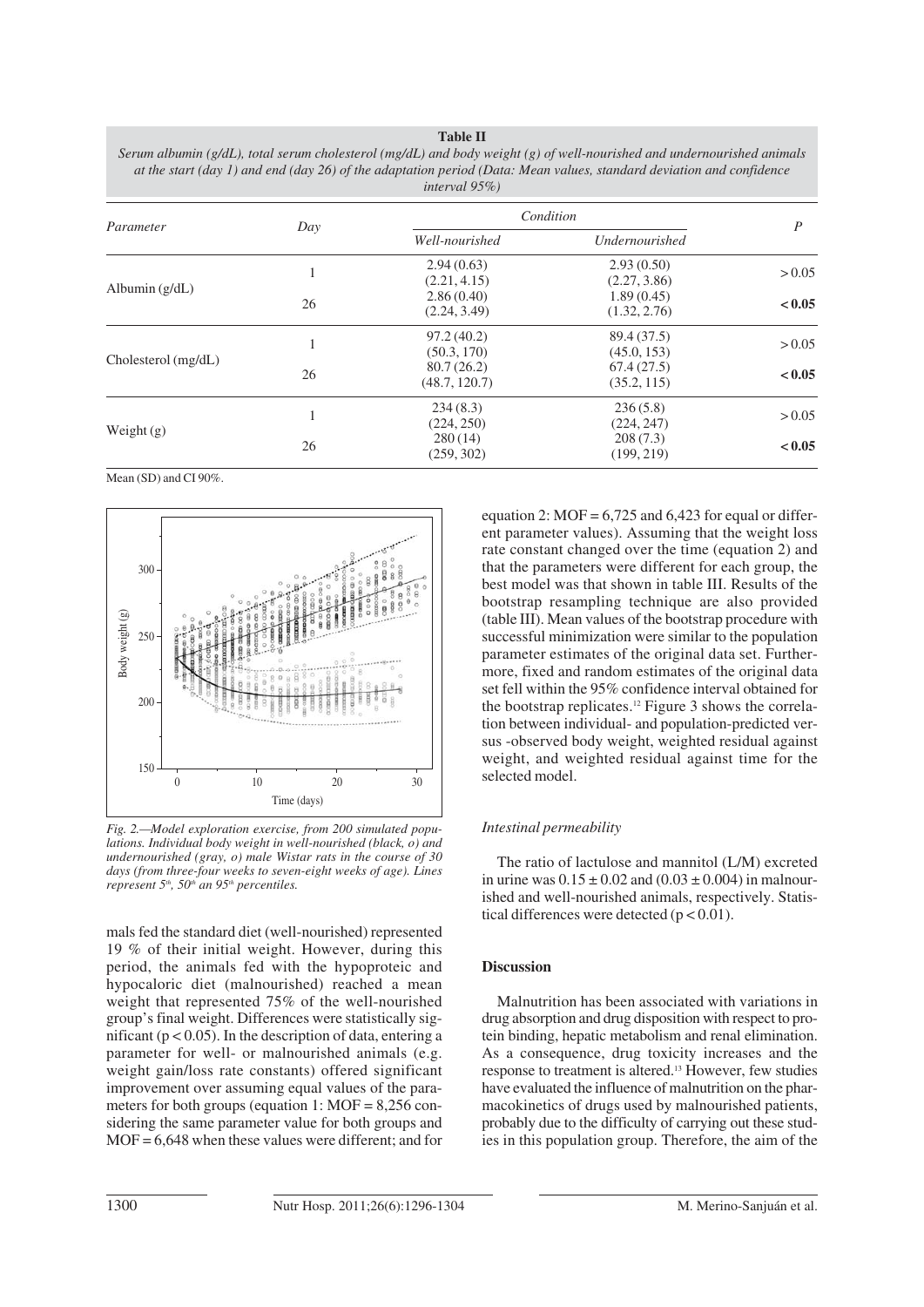**Table II**

*Serum albumin (g/dL), total serum cholesterol (mg/dL) and body weight (g) of well-nourished and undernourished animals at the start (day 1) and end (day 26) of the adaptation period (Data: Mean values, standard deviation and confidence interval 95%)*

| Parameter | Day | Condition | | P |
|---|---|---|---|---|
| | | Well-nourished | Undernourished | |
| Albumin (g/dL) | 1 | 2.94 (0.63) (2.21, 4.15) | 2.93 (0.50) (2.27, 3.86) | > 0.05 |
| | 26 | 2.86 (0.40) (2.24, 3.49) | 1.89 (0.45) (1.32, 2.76) | **< 0.05** |
| Cholesterol (mg/dL) | 1 | 97.2 (40.2) (50.3, 170) | 89.4 (37.5) (45.0, 153) | > 0.05 |
| | 26 | 80.7 (26.2) (48.7, 120.7) | 67.4 (27.5) (35.2, 115) | **< 0.05** |
| Weight (g) | 1 | 234 (8.3) (224, 250) | 236 (5.8) (224, 247) | > 0.05 |
| | 26 | 280 (14) (259, 302) | 208 (7.3) (199, 219) | **< 0.05** |

Mean (SD) and CI 90%.

*Fig. 2.—Model exploration exercise, from 200 simulated populations. Individual body weight in well-nourished (black, o) and undernourished (gray, o) male Wistar rats in the course of 30 days (from three-four weeks to seven-eight weeks of age). Lines represent 5th, 50th an 95th percentiles.*

mals fed the standard diet (well-nourished) represented 19 % of their initial weight. However, during this period, the animals fed with the hypoproteic and hypocaloric diet (malnourished) reached a mean weight that represented 75% of the well-nourished group's final weight. Differences were statistically significant ($p < 0.05$). In the description of data, entering a parameter for well- or malnourished animals (e.g. weight gain/loss rate constants) offered significant improvement over assuming equal values of the parameters for both groups (equation 1: MOF = 8,256 considering the same parameter value for both groups and MOF = 6,648 when these values were different; and for equation 2: MOF = 6,725 and 6,423 for equal or different parameter values). Assuming that the weight loss rate constant changed over the time (equation 2) and that the parameters were different for each group, the best model was that shown in table III. Results of the bootstrap resampling technique are also provided (table III). Mean values of the bootstrap procedure with successful minimization were similar to the population parameter estimates of the original data set. Furthermore, fixed and random estimates of the original data set fell within the 95% confidence interval obtained for the bootstrap replicates.[12] Figure 3 shows the correlation between individual- and population-predicted versus -observed body weight, weighted residual against weight, and weighted residual against time for the selected model.

### *Intestinal permeability*

The ratio of lactulose and mannitol (L/M) excreted in urine was $0.15 \pm 0.02$ and ($0.03 \pm 0.004$) in malnourished and well-nourished animals, respectively. Statistical differences were detected ($p < 0.01$).

## Discussion

Malnutrition has been associated with variations in drug absorption and drug disposition with respect to protein binding, hepatic metabolism and renal elimination. As a consequence, drug toxicity increases and the response to treatment is altered.[13] However, few studies have evaluated the influence of malnutrition on the pharmacokinetics of drugs used by malnourished patients, probably due to the difficulty of carrying out these studies in this population group. Therefore, the aim of the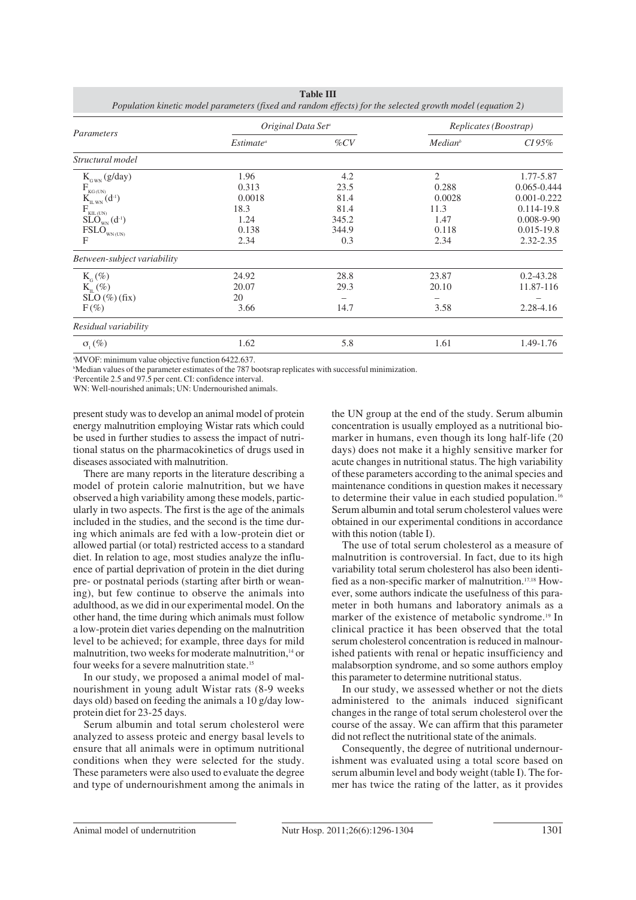**Table III**
*Population kinetic model parameters (fixed and random effects) for the selected growth model (equation 2)*

| Parameters | Original Data Set[a] | | Replicates (Boostrap) | |
|---|---|---|---|---|
| | *Estimate*[a] | *%CV* | *Median*[b] | *CI 95%* |
| *Structural model* | | | | |
| $K_{GWN}$ (g/day) | 1.96 | 4.2 | 2 | 1.77-5.87 |
| $F_{KG(UN)}$ | 0.313 | 23.5 | 0.288 | 0.065-0.444 |
| $K_{IL\,WN}$ ($d^{-1}$) | 0.0018 | 81.4 | 0.0028 | 0.001-0.222 |
| $F_{KIL(UN)}$ | 18.3 | 81.4 | 11.3 | 0.114-19.8 |
| $SLO_{WN}$ ($d^{-1}$) | 1.24 | 345.2 | 1.47 | 0.008-9-90 |
| $FSLO_{WN(UN)}$ | 0.138 | 344.9 | 0.118 | 0.015-19.8 |
| F | 2.34 | 0.3 | 2.34 | 2.32-2.35 |
| *Between-subject variability* | | | | |
| $K_G$ (%) | 24.92 | 28.8 | 23.87 | 0.2-43.28 |
| $K_{IL}$ (%) | 20.07 | 29.3 | 20.10 | 11.87-116 |
| SLO (%) (fix) | 20 | – | – | – |
| F (%) | 3.66 | 14.7 | 3.58 | 2.28-4.16 |
| *Residual variability* | | | | |
| $\sigma_1$ (%) | 1.62 | 5.8 | 1.61 | 1.49-1.76 |

[a]MVOF: minimum value objective function 6422.637.
[b]Median values of the parameter estimates of the 787 bootsrap replicates with successful minimization.
[c]Percentile 2.5 and 97.5 per cent. CI: confidence interval.
WN: Well-nourished animals; UN: Undernourished animals.

present study was to develop an animal model of protein energy malnutrition employing Wistar rats which could be used in further studies to assess the impact of nutritional status on the pharmacokinetics of drugs used in diseases associated with malnutrition.

There are many reports in the literature describing a model of protein calorie malnutrition, but we have observed a high variability among these models, particularly in two aspects. The first is the age of the animals included in the studies, and the second is the time during which animals are fed with a low-protein diet or allowed partial (or total) restricted access to a standard diet. In relation to age, most studies analyze the influence of partial deprivation of protein in the diet during pre- or postnatal periods (starting after birth or weaning), but few continue to observe the animals into adulthood, as we did in our experimental model. On the other hand, the time during which animals must follow a low-protein diet varies depending on the malnutrition level to be achieved; for example, three days for mild malnutrition, two weeks for moderate malnutrition,[14] or four weeks for a severe malnutrition state.[15]

In our study, we proposed a animal model of malnourishment in young adult Wistar rats (8-9 weeks days old) based on feeding the animals a 10 g/day low-protein diet for 23-25 days.

Serum albumin and total serum cholesterol were analyzed to assess proteic and energy basal levels to ensure that all animals were in optimum nutritional conditions when they were selected for the study. These parameters were also used to evaluate the degree and type of undernourishment among the animals in the UN group at the end of the study. Serum albumin concentration is usually employed as a nutritional biomarker in humans, even though its long half-life (20 days) does not make it a highly sensitive marker for acute changes in nutritional status. The high variability of these parameters according to the animal species and maintenance conditions in question makes it necessary to determine their value in each studied population.[16] Serum albumin and total serum cholesterol values were obtained in our experimental conditions in accordance with this notion (table I).

The use of total serum cholesterol as a measure of malnutrition is controversial. In fact, due to its high variability total serum cholesterol has also been identified as a non-specific marker of malnutrition.[17,18] However, some authors indicate the usefulness of this parameter in both humans and laboratory animals as a marker of the existence of metabolic syndrome.[19] In clinical practice it has been observed that the total serum cholesterol concentration is reduced in malnourished patients with renal or hepatic insufficiency and malabsorption syndrome, and so some authors employ this parameter to determine nutritional status.

In our study, we assessed whether or not the diets administered to the animals induced significant changes in the range of total serum cholesterol over the course of the assay. We can affirm that this parameter did not reflect the nutritional state of the animals.

Consequently, the degree of nutritional undernourishment was evaluated using a total score based on serum albumin level and body weight (table I). The former has twice the rating of the latter, as it provides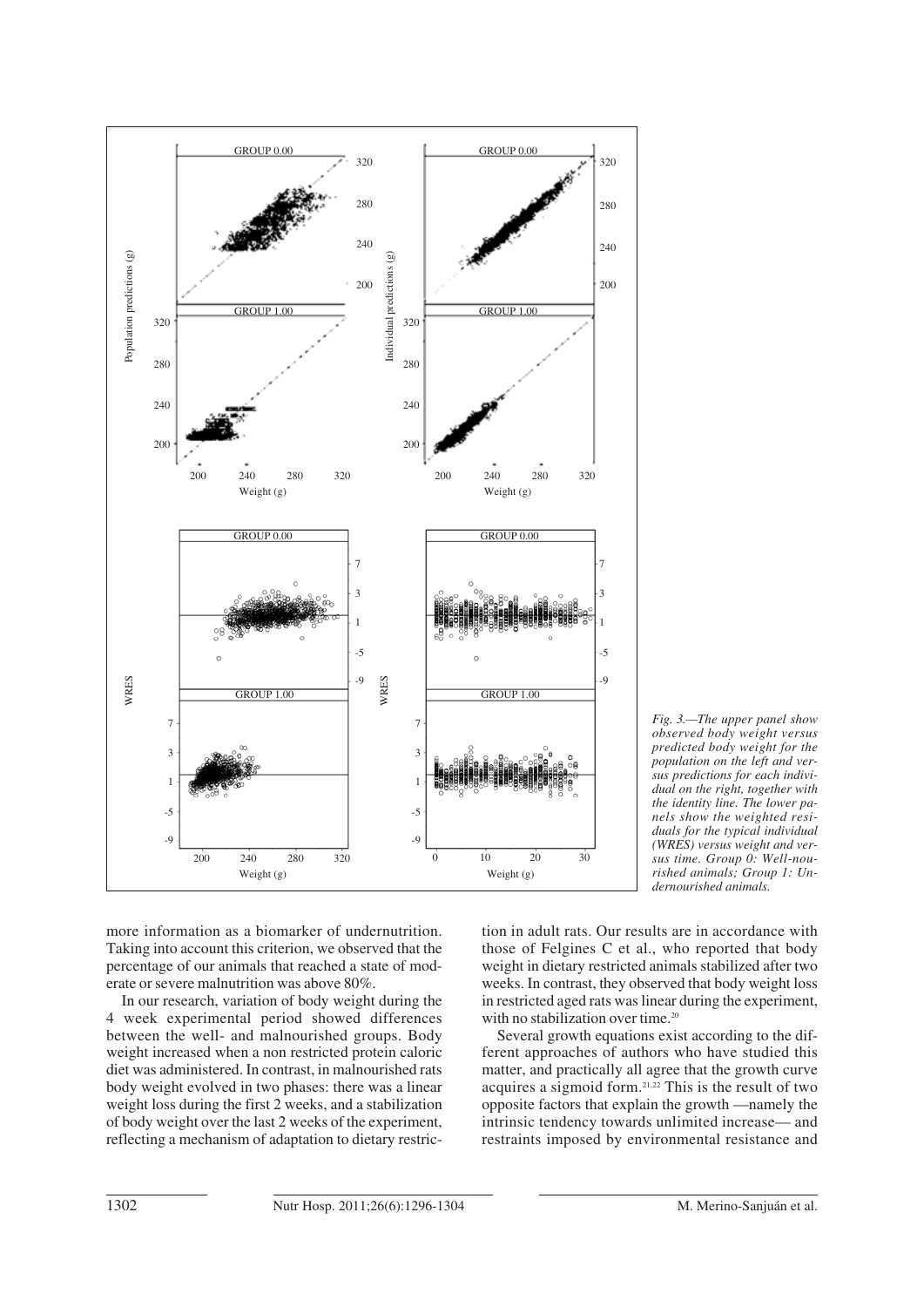*Fig. 3.—The upper panel show observed body weight versus predicted body weight for the population on the left and versus predictions for each individual on the right, together with the identity line. The lower panels show the weighted residuals for the typical individual (WRES) versus weight and versus time. Group 0: Well-nourished animals; Group 1: Undernourished animals.*

more information as a biomarker of undernutrition. Taking into account this criterion, we observed that the percentage of our animals that reached a state of moderate or severe malnutrition was above 80%.

In our research, variation of body weight during the 4 week experimental period showed differences between the well- and malnourished groups. Body weight increased when a non restricted protein caloric diet was administered. In contrast, in malnourished rats body weight evolved in two phases: there was a linear weight loss during the first 2 weeks, and a stabilization of body weight over the last 2 weeks of the experiment, reflecting a mechanism of adaptation to dietary restriction in adult rats. Our results are in accordance with those of Felgines C et al., who reported that body weight in dietary restricted animals stabilized after two weeks. In contrast, they observed that body weight loss in restricted aged rats was linear during the experiment, with no stabilization over time.[20]

Several growth equations exist according to the different approaches of authors who have studied this matter, and practically all agree that the growth curve acquires a sigmoid form.[21,22] This is the result of two opposite factors that explain the growth —namely the intrinsic tendency towards unlimited increase— and restraints imposed by environmental resistance and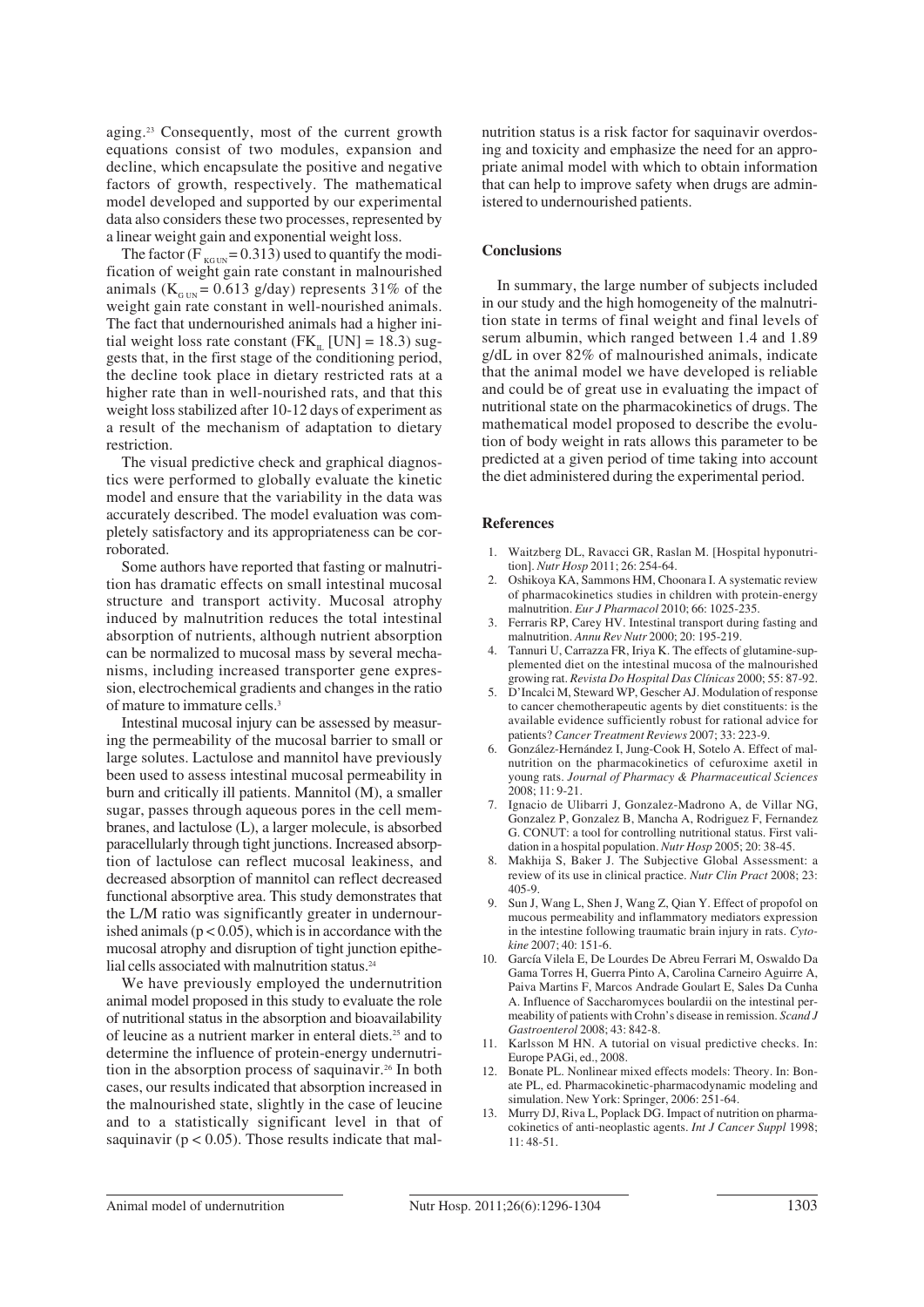aging.[23] Consequently, most of the current growth equations consist of two modules, expansion and decline, which encapsulate the positive and negative factors of growth, respectively. The mathematical model developed and supported by our experimental data also considers these two processes, represented by a linear weight gain and exponential weight loss.

The factor ($F_{KG\,UN}$ = 0.313) used to quantify the modification of weight gain rate constant in malnourished animals ($K_{G\,UN}$ = 0.613 g/day) represents 31% of the weight gain rate constant in well-nourished animals. The fact that undernourished animals had a higher initial weight loss rate constant ($FK_{IL}$ [UN] = 18.3) suggests that, in the first stage of the conditioning period, the decline took place in dietary restricted rats at a higher rate than in well-nourished rats, and that this weight loss stabilized after 10-12 days of experiment as a result of the mechanism of adaptation to dietary restriction.

The visual predictive check and graphical diagnostics were performed to globally evaluate the kinetic model and ensure that the variability in the data was accurately described. The model evaluation was completely satisfactory and its appropriateness can be corroborated.

Some authors have reported that fasting or malnutrition has dramatic effects on small intestinal mucosal structure and transport activity. Mucosal atrophy induced by malnutrition reduces the total intestinal absorption of nutrients, although nutrient absorption can be normalized to mucosal mass by several mechanisms, including increased transporter gene expression, electrochemical gradients and changes in the ratio of mature to immature cells.[3]

Intestinal mucosal injury can be assessed by measuring the permeability of the mucosal barrier to small or large solutes. Lactulose and mannitol have previously been used to assess intestinal mucosal permeability in burn and critically ill patients. Mannitol (M), a smaller sugar, passes through aqueous pores in the cell membranes, and lactulose (L), a larger molecule, is absorbed paracellularly through tight junctions. Increased absorption of lactulose can reflect mucosal leakiness, and decreased absorption of mannitol can reflect decreased functional absorptive area. This study demonstrates that the L/M ratio was significantly greater in undernourished animals ($p < 0.05$), which is in accordance with the mucosal atrophy and disruption of tight junction epithelial cells associated with malnutrition status.[24]

We have previously employed the undernutrition animal model proposed in this study to evaluate the role of nutritional status in the absorption and bioavailability of leucine as a nutrient marker in enteral diets.[25] and to determine the influence of protein-energy undernutrition in the absorption process of saquinavir.[26] In both cases, our results indicated that absorption increased in the malnourished state, slightly in the case of leucine and to a statistically significant level in that of saquinavir ($p < 0.05$). Those results indicate that malnutrition status is a risk factor for saquinavir overdosing and toxicity and emphasize the need for an appropriate animal model with which to obtain information that can help to improve safety when drugs are administered to undernourished patients.

## Conclusions

In summary, the large number of subjects included in our study and the high homogeneity of the malnutrition state in terms of final weight and final levels of serum albumin, which ranged between 1.4 and 1.89 g/dL in over 82% of malnourished animals, indicate that the animal model we have developed is reliable and could be of great use in evaluating the impact of nutritional state on the pharmacokinetics of drugs. The mathematical model proposed to describe the evolution of body weight in rats allows this parameter to be predicted at a given period of time taking into account the diet administered during the experimental period.

## References

1. Waitzberg DL, Ravacci GR, Raslan M. [Hospital hyponutrition]. *Nutr Hosp* 2011; 26: 254-64.
2. Oshikoya KA, Sammons HM, Choonara I. A systematic review of pharmacokinetics studies in children with protein-energy malnutrition. *Eur J Pharmacol* 2010; 66: 1025-235.
3. Ferraris RP, Carey HV. Intestinal transport during fasting and malnutrition. *Annu Rev Nutr* 2000; 20: 195-219.
4. Tannuri U, Carrazza FR, Iriya K. The effects of glutamine-supplemented diet on the intestinal mucosa of the malnourished growing rat. *Revista Do Hospital Das Clínicas* 2000; 55: 87-92.
5. D'Incalci M, Steward WP, Gescher AJ. Modulation of response to cancer chemotherapeutic agents by diet constituents: is the available evidence sufficiently robust for rational advice for patients? *Cancer Treatment Reviews* 2007; 33: 223-9.
6. González-Hernández I, Jung-Cook H, Sotelo A. Effect of malnutrition on the pharmacokinetics of cefuroxime axetil in young rats. *Journal of Pharmacy & Pharmaceutical Sciences* 2008; 11: 9-21.
7. Ignacio de Ulibarri J, Gonzalez-Madrono A, de Villar NG, Gonzalez P, Gonzalez B, Mancha A, Rodriguez F, Fernandez G. CONUT: a tool for controlling nutritional status. First validation in a hospital population. *Nutr Hosp* 2005; 20: 38-45.
8. Makhija S, Baker J. The Subjective Global Assessment: a review of its use in clinical practice. *Nutr Clin Pract* 2008; 23: 405-9.
9. Sun J, Wang L, Shen J, Wang Z, Qian Y. Effect of propofol on mucous permeability and inflammatory mediators expression in the intestine following traumatic brain injury in rats. *Cytokine* 2007; 40: 151-6.
10. García Vilela E, De Lourdes De Abreu Ferrari M, Oswaldo Da Gama Torres H, Guerra Pinto A, Carolina Carneiro Aguirre A, Paiva Martins F, Marcos Andrade Goulart E, Sales Da Cunha A. Influence of Saccharomyces boulardii on the intestinal permeability of patients with Crohn's disease in remission. *Scand J Gastroenterol* 2008; 43: 842-8.
11. Karlsson M HN. A tutorial on visual predictive checks. In: Europe PAGi, ed., 2008.
12. Bonate PL. Nonlinear mixed effects models: Theory. In: Bonate PL, ed. Pharmacokinetic-pharmacodynamic modeling and simulation. New York: Springer, 2006: 251-64.
13. Murry DJ, Riva L, Poplack DG. Impact of nutrition on pharmacokinetics of anti-neoplastic agents. *Int J Cancer Suppl* 1998; 11: 48-51.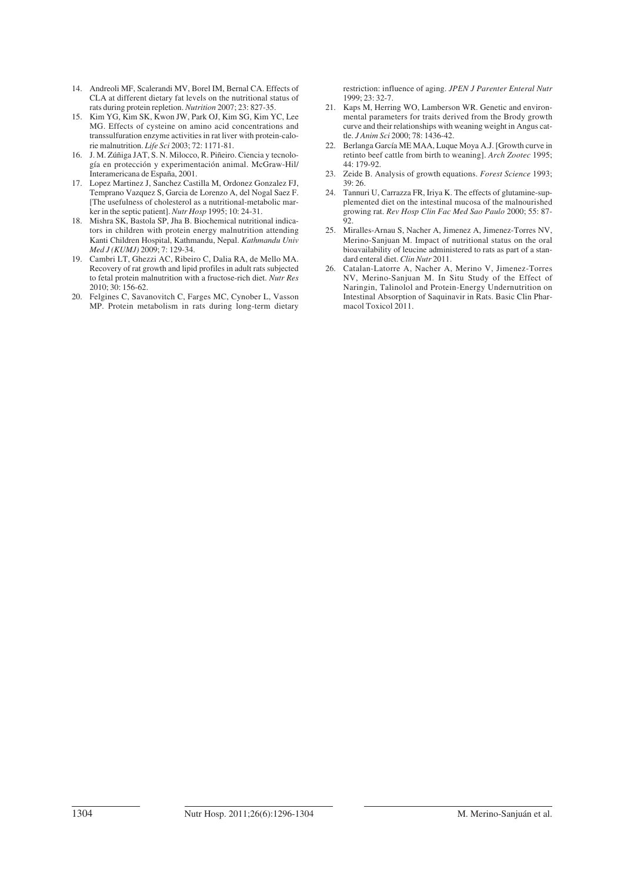14. Andreoli MF, Scalerandi MV, Borel IM, Bernal CA. Effects of CLA at different dietary fat levels on the nutritional status of rats during protein repletion. *Nutrition* 2007; 23: 827-35.
15. Kim YG, Kim SK, Kwon JW, Park OJ, Kim SG, Kim YC, Lee MG. Effects of cysteine on amino acid concentrations and transsulfuration enzyme activities in rat liver with protein-calorie malnutrition. *Life Sci* 2003; 72: 1171-81.
16. J. M. Zúñiga JAT, S. N. Milocco, R. Piñeiro. Ciencia y tecnología en protección y experimentación animal. McGraw-Hil/ Interamericana de España, 2001.
17. Lopez Martinez J, Sanchez Castilla M, Ordonez Gonzalez FJ, Temprano Vazquez S, Garcia de Lorenzo A, del Nogal Saez F. [The usefulness of cholesterol as a nutritional-metabolic marker in the septic patient]. *Nutr Hosp* 1995; 10: 24-31.
18. Mishra SK, Bastola SP, Jha B. Biochemical nutritional indicators in children with protein energy malnutrition attending Kanti Children Hospital, Kathmandu, Nepal. *Kathmandu Univ Med J (KUMJ)* 2009; 7: 129-34.
19. Cambri LT, Ghezzi AC, Ribeiro C, Dalia RA, de Mello MA. Recovery of rat growth and lipid profiles in adult rats subjected to fetal protein malnutrition with a fructose-rich diet. *Nutr Res* 2010; 30: 156-62.
20. Felgines C, Savanovitch C, Farges MC, Cynober L, Vasson MP. Protein metabolism in rats during long-term dietary restriction: influence of aging. *JPEN J Parenter Enteral Nutr* 1999; 23: 32-7.
21. Kaps M, Herring WO, Lamberson WR. Genetic and environmental parameters for traits derived from the Brody growth curve and their relationships with weaning weight in Angus cattle. *J Anim Sci* 2000; 78: 1436-42.
22. Berlanga García ME MAA, Luque Moya A.J. [Growth curve in retinto beef cattle from birth to weaning]. *Arch Zootec* 1995; 44: 179-92.
23. Zeide B. Analysis of growth equations. *Forest Science* 1993; 39: 26.
24. Tannuri U, Carrazza FR, Iriya K. The effects of glutamine-supplemented diet on the intestinal mucosa of the malnourished growing rat. *Rev Hosp Clin Fac Med Sao Paulo* 2000; 55: 87-92.
25. Miralles-Arnau S, Nacher A, Jimenez A, Jimenez-Torres NV, Merino-Sanjuan M. Impact of nutritional status on the oral bioavailability of leucine administered to rats as part of a standard enteral diet. *Clin Nutr* 2011.
26. Catalan-Latorre A, Nacher A, Merino V, Jimenez-Torres NV, Merino-Sanjuan M. In Situ Study of the Effect of Naringin, Talinolol and Protein-Energy Undernutrition on Intestinal Absorption of Saquinavir in Rats. Basic Clin Pharmacol Toxicol 2011.